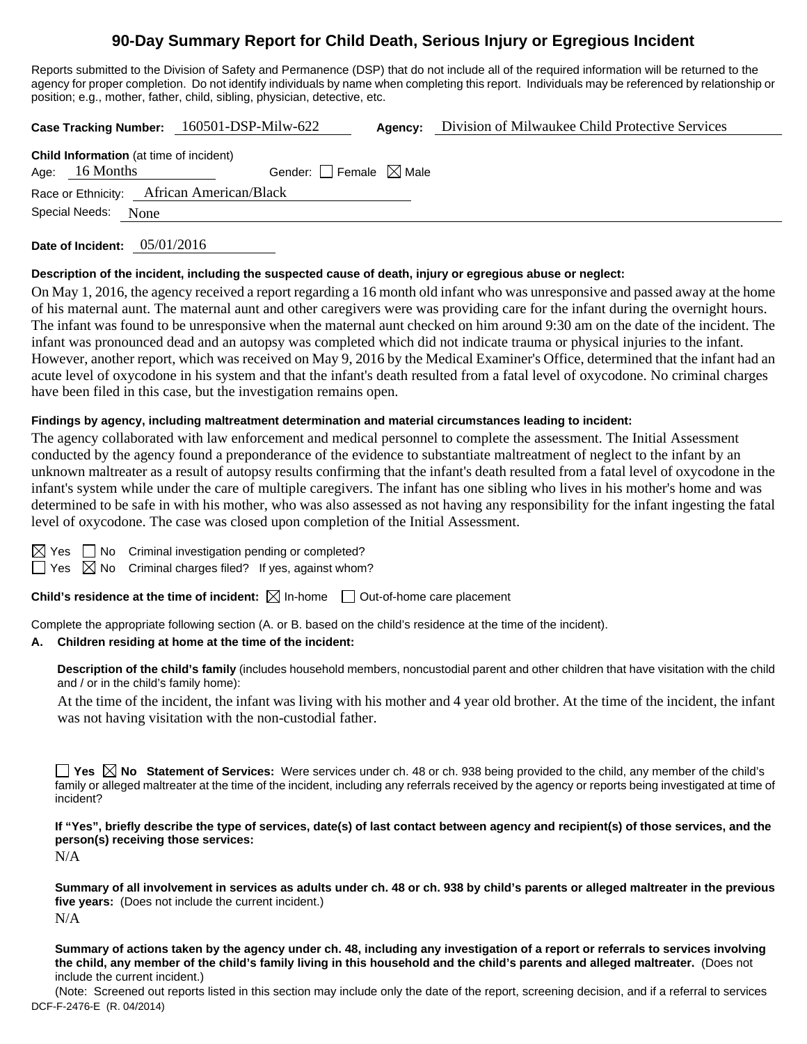# 90-Day Summary Report for Child Death, Serious Injury or Egregious Incident

Reports submitted to the Division of Safety and Permanence (DSP) that do not include all of the required information will be returned to the agency for proper completion. Do not identify individuals by name when completing this report. Individuals may be referenced by relationship or position; e.g., mother, father, child, sibling, physician, detective, etc.

**Case Tracking Number:** 160501-DSP-Milw-622 **Agency:** Division of Milwaukee Child Protective Services

**Child Information** (at time of incident)

Age: 16 Months Gender: ☐ Female ☒ Male

Race or Ethnicity: African American/Black

Special Needs: None

**Date of Incident:** 05/01/2016

**Description of the incident, including the suspected cause of death, injury or egregious abuse or neglect:**

On May 1, 2016, the agency received a report regarding a 16 month old infant who was unresponsive and passed away at the home of his maternal aunt. The maternal aunt and other caregivers were was providing care for the infant during the overnight hours. The infant was found to be unresponsive when the maternal aunt checked on him around 9:30 am on the date of the incident. The infant was pronounced dead and an autopsy was completed which did not indicate trauma or physical injuries to the infant. However, another report, which was received on May 9, 2016 by the Medical Examiner's Office, determined that the infant had an acute level of oxycodone in his system and that the infant's death resulted from a fatal level of oxycodone. No criminal charges have been filed in this case, but the investigation remains open.

**Findings by agency, including maltreatment determination and material circumstances leading to incident:**

The agency collaborated with law enforcement and medical personnel to complete the assessment. The Initial Assessment conducted by the agency found a preponderance of the evidence to substantiate maltreatment of neglect to the infant by an unknown maltreater as a result of autopsy results confirming that the infant's death resulted from a fatal level of oxycodone in the infant's system while under the care of multiple caregivers. The infant has one sibling who lives in his mother's home and was determined to be safe in with his mother, who was also assessed as not having any responsibility for the infant ingesting the fatal level of oxycodone. The case was closed upon completion of the Initial Assessment.

☒ Yes ☐ No Criminal investigation pending or completed?

☐ Yes ☒ No Criminal charges filed? If yes, against whom?

**Child's residence at the time of incident:** ☒ In-home ☐ Out-of-home care placement

Complete the appropriate following section (A. or B. based on the child's residence at the time of the incident).

**A. Children residing at home at the time of the incident:**

**Description of the child's family** (includes household members, noncustodial parent and other children that have visitation with the child and / or in the child's family home):

At the time of the incident, the infant was living with his mother and 4 year old brother. At the time of the incident, the infant was not having visitation with the non-custodial father.

☐ **Yes** ☒ **No** **Statement of Services:** Were services under ch. 48 or ch. 938 being provided to the child, any member of the child's family or alleged maltreater at the time of the incident, including any referrals received by the agency or reports being investigated at time of incident?

**If "Yes", briefly describe the type of services, date(s) of last contact between agency and recipient(s) of those services, and the person(s) receiving those services:**

N/A

**Summary of all involvement in services as adults under ch. 48 or ch. 938 by child's parents or alleged maltreater in the previous five years:** (Does not include the current incident.)

N/A

**Summary of actions taken by the agency under ch. 48, including any investigation of a report or referrals to services involving the child, any member of the child's family living in this household and the child's parents and alleged maltreater.** (Does not include the current incident.)

(Note: Screened out reports listed in this section may include only the date of the report, screening decision, and if a referral to services

DCF-F-2476-E (R. 04/2014)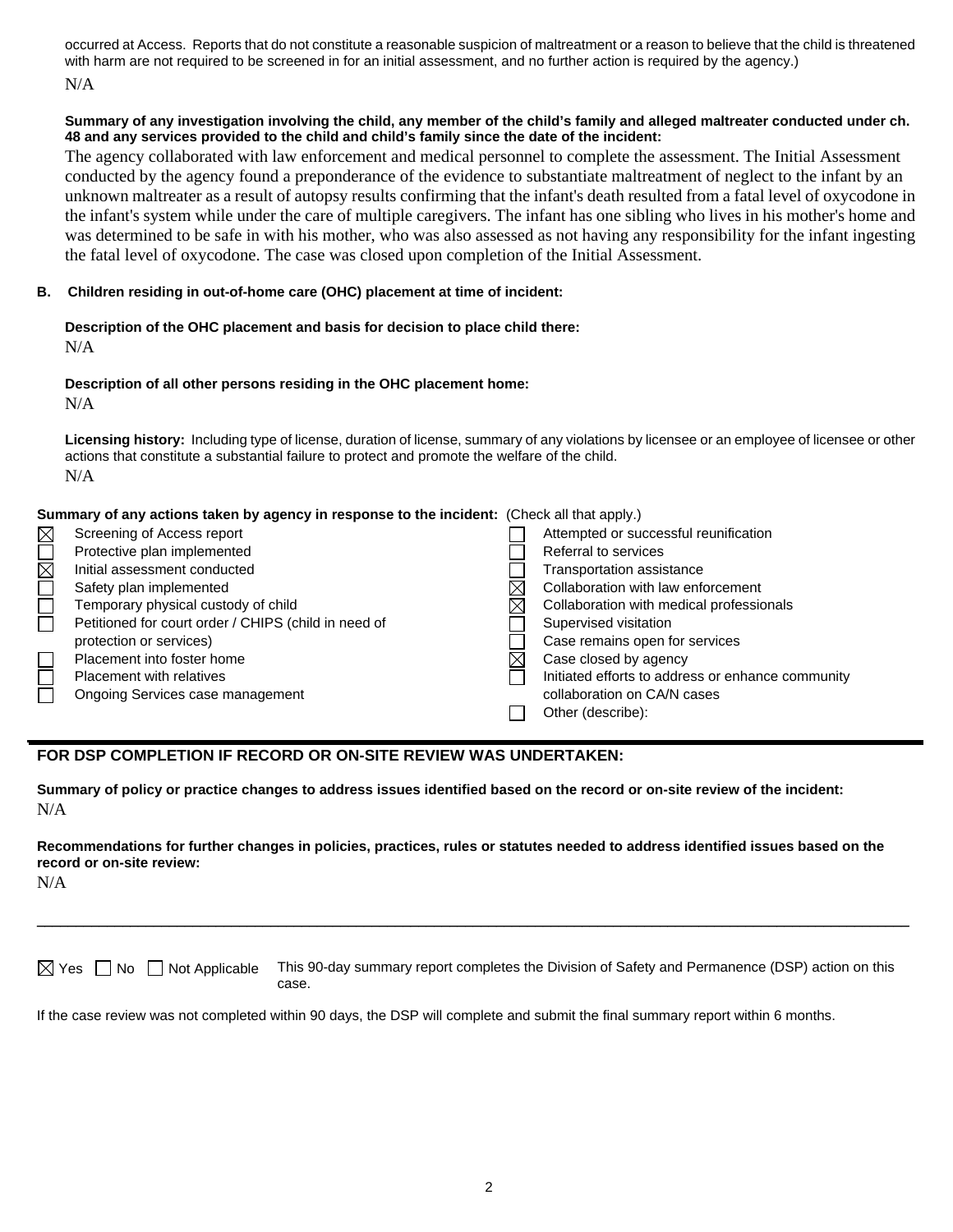occurred at Access. Reports that do not constitute a reasonable suspicion of maltreatment or a reason to believe that the child is threatened with harm are not required to be screened in for an initial assessment, and no further action is required by the agency.)

N/A

**Summary of any investigation involving the child, any member of the child's family and alleged maltreater conducted under ch. 48 and any services provided to the child and child's family since the date of the incident:**

The agency collaborated with law enforcement and medical personnel to complete the assessment. The Initial Assessment conducted by the agency found a preponderance of the evidence to substantiate maltreatment of neglect to the infant by an unknown maltreater as a result of autopsy results confirming that the infant's death resulted from a fatal level of oxycodone in the infant's system while under the care of multiple caregivers. The infant has one sibling who lives in his mother's home and was determined to be safe in with his mother, who was also assessed as not having any responsibility for the infant ingesting the fatal level of oxycodone. The case was closed upon completion of the Initial Assessment.

**B. Children residing in out-of-home care (OHC) placement at time of incident:**

**Description of the OHC placement and basis for decision to place child there:**

N/A

**Description of all other persons residing in the OHC placement home:**

N/A

**Licensing history:** Including type of license, duration of license, summary of any violations by licensee or an employee of licensee or other actions that constitute a substantial failure to protect and promote the welfare of the child.

N/A

**Summary of any actions taken by agency in response to the incident:** (Check all that apply.)

- ☒ Screening of Access report
- ☐ Protective plan implemented
- ☒ Initial assessment conducted
- ☐ Safety plan implemented
- ☐ Temporary physical custody of child
- ☐ Petitioned for court order / CHIPS (child in need of protection or services)
- ☐ Placement into foster home
- ☐ Placement with relatives
- ☐ Ongoing Services case management
- ☐ Attempted or successful reunification
- ☐ Referral to services
- ☐ Transportation assistance
- ☒ Collaboration with law enforcement
- ☒ Collaboration with medical professionals
- ☐ Supervised visitation
- ☐ Case remains open for services
- ☒ Case closed by agency
- ☐ Initiated efforts to address or enhance community collaboration on CA/N cases
- ☐ Other (describe):

## FOR DSP COMPLETION IF RECORD OR ON-SITE REVIEW WAS UNDERTAKEN:

**Summary of policy or practice changes to address issues identified based on the record or on-site review of the incident:**

N/A

**Recommendations for further changes in policies, practices, rules or statutes needed to address identified issues based on the record or on-site review:**

N/A

---

☒ Yes ☐ No ☐ Not Applicable This 90-day summary report completes the Division of Safety and Permanence (DSP) action on this case.

If the case review was not completed within 90 days, the DSP will complete and submit the final summary report within 6 months.